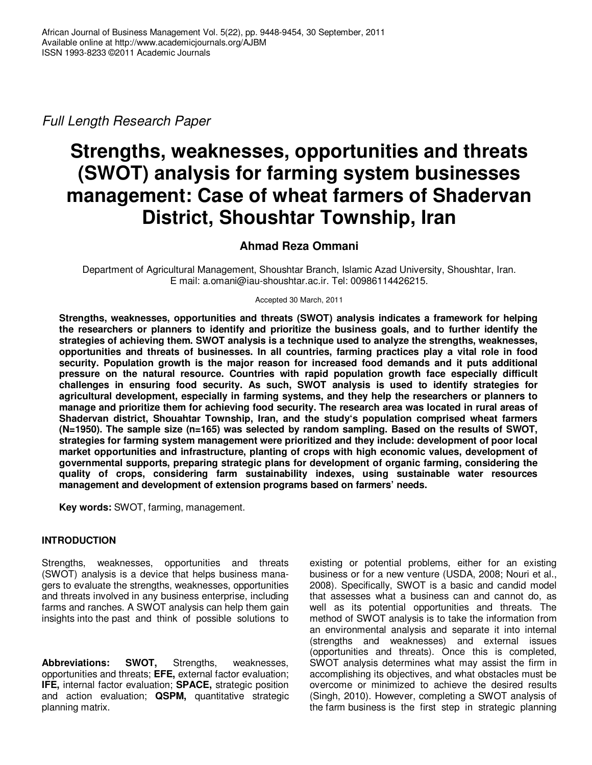*Full Length Research Paper*

# Strengths, weaknesses, opportunities and threats (SWOT) analysis for farming system businesses management: Case of wheat farmers of Shadervan District, Shoushtar Township, Iran

**Ahmad Reza Ommani**

Department of Agricultural Management, Shoushtar Branch, Islamic Azad University, Shoushtar, Iran.
E mail: a.omani@iau-shoushtar.ac.ir. Tel: 00986114426215.

Accepted 30 March, 2011

**Strengths, weaknesses, opportunities and threats (SWOT) analysis indicates a framework for helping the researchers or planners to identify and prioritize the business goals, and to further identify the strategies of achieving them. SWOT analysis is a technique used to analyze the strengths, weaknesses, opportunities and threats of businesses. In all countries, farming practices play a vital role in food security. Population growth is the major reason for increased food demands and it puts additional pressure on the natural resource. Countries with rapid population growth face especially difficult challenges in ensuring food security. As such, SWOT analysis is used to identify strategies for agricultural development, especially in farming systems, and they help the researchers or planners to manage and prioritize them for achieving food security. The research area was located in rural areas of Shadervan district, Shouahtar Township, Iran, and the study's population comprised wheat farmers (N=1950). The sample size (n=165) was selected by random sampling. Based on the results of SWOT, strategies for farming system management were prioritized and they include: development of poor local market opportunities and infrastructure, planting of crops with high economic values, development of governmental supports, preparing strategic plans for development of organic farming, considering the quality of crops, considering farm sustainability indexes, using sustainable water resources management and development of extension programs based on farmers' needs.**

**Key words:** SWOT, farming, management.

## INTRODUCTION

Strengths, weaknesses, opportunities and threats (SWOT) analysis is a device that helps business managers to evaluate the strengths, weaknesses, opportunities and threats involved in any business enterprise, including farms and ranches. A SWOT analysis can help them gain insights into the past and think of possible solutions to existing or potential problems, either for an existing business or for a new venture (USDA, 2008; Nouri et al., 2008). Specifically, SWOT is a basic and candid model that assesses what a business can and cannot do, as well as its potential opportunities and threats. The method of SWOT analysis is to take the information from an environmental analysis and separate it into internal (strengths and weaknesses) and external issues (opportunities and threats). Once this is completed, SWOT analysis determines what may assist the firm in accomplishing its objectives, and what obstacles must be overcome or minimized to achieve the desired results (Singh, 2010). However, completing a SWOT analysis of the farm business is the first step in strategic planning

**Abbreviations: SWOT,** Strengths, weaknesses, opportunities and threats; **EFE,** external factor evaluation; **IFE,** internal factor evaluation; **SPACE,** strategic position and action evaluation; **QSPM,** quantitative strategic planning matrix.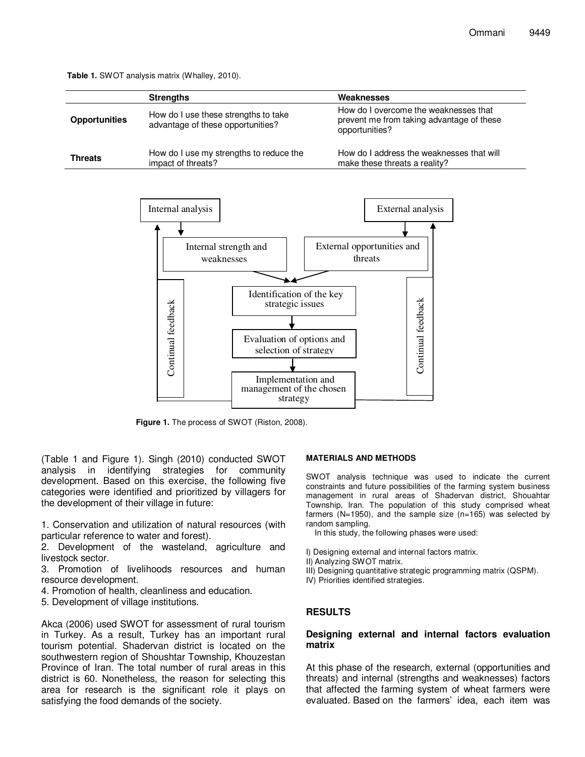**Table 1.** SWOT analysis matrix (Whalley, 2010).

| | Strengths | Weaknesses |
|---|---|---|
| **Opportunities** | How do I use these strengths to take advantage of these opportunities? | How do I overcome the weaknesses that prevent me from taking advantage of these opportunities? |
| **Threats** | How do I use my strengths to reduce the impact of threats? | How do I address the weaknesses that will make these threats a reality? |

Internal analysis → Internal strength and weaknesses

External analysis → External opportunities and threats

Identification of the key strategic issues → Evaluation of options and selection of strategy → Implementation and management of the chosen strategy

Continual feedback

Continual feedback

**Figure 1.** The process of SWOT (Riston, 2008).

(Table 1 and Figure 1). Singh (2010) conducted SWOT analysis in identifying strategies for community development. Based on this exercise, the following five categories were identified and prioritized by villagers for the development of their village in future:

1. Conservation and utilization of natural resources (with particular reference to water and forest).
2. Development of the wasteland, agriculture and livestock sector.
3. Promotion of livelihoods resources and human resource development.
4. Promotion of health, cleanliness and education.
5. Development of village institutions.

Akca (2006) used SWOT for assessment of rural tourism in Turkey. As a result, Turkey has an important rural tourism potential. Shadervan district is located on the southwestern region of Shoushtar Township, Khouzestan Province of Iran. The total number of rural areas in this district is 60. Nonetheless, the reason for selecting this area for research is the significant role it plays on satisfying the food demands of the society.

## MATERIALS AND METHODS

SWOT analysis technique was used to indicate the current constraints and future possibilities of the farming system business management in rural areas of Shadervan district, Shouahtar Township, Iran. The population of this study comprised wheat farmers (N=1950), and the sample size (n=165) was selected by random sampling.

In this study, the following phases were used:

I) Designing external and internal factors matrix.
II) Analyzing SWOT matrix.
III) Designing quantitative strategic programming matrix (QSPM).
IV) Priorities identified strategies.

## RESULTS

### Designing external and internal factors evaluation matrix

At this phase of the research, external (opportunities and threats) and internal (strengths and weaknesses) factors that affected the farming system of wheat farmers were evaluated. Based on the farmers' idea, each item was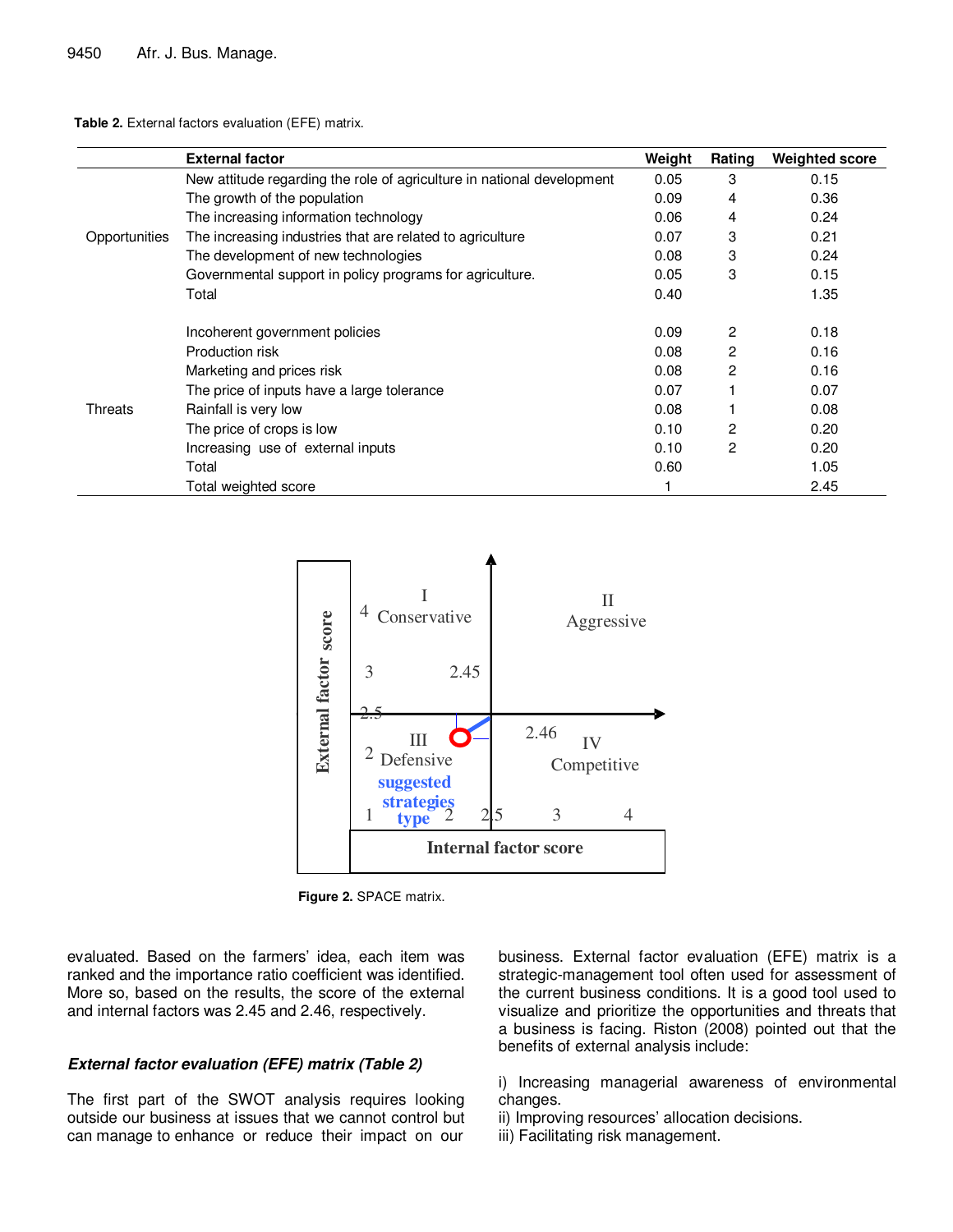**Table 2.** External factors evaluation (EFE) matrix.

| | External factor | Weight | Rating | Weighted score |
|---|---|---|---|---|
| Opportunities | New attitude regarding the role of agriculture in national development | 0.05 | 3 | 0.15 |
| | The growth of the population | 0.09 | 4 | 0.36 |
| | The increasing information technology | 0.06 | 4 | 0.24 |
| | The increasing industries that are related to agriculture | 0.07 | 3 | 0.21 |
| | The development of new technologies | 0.08 | 3 | 0.24 |
| | Governmental support in policy programs for agriculture. | 0.05 | 3 | 0.15 |
| | Total | 0.40 | | 1.35 |
| Threats | Incoherent government policies | 0.09 | 2 | 0.18 |
| | Production risk | 0.08 | 2 | 0.16 |
| | Marketing and prices risk | 0.08 | 2 | 0.16 |
| | The price of inputs have a large tolerance | 0.07 | 1 | 0.07 |
| | Rainfall is very low | 0.08 | 1 | 0.08 |
| | The price of crops is low | 0.10 | 2 | 0.20 |
| | Increasing use of external inputs | 0.10 | 2 | 0.20 |
| | Total | 0.60 | | 1.05 |
| | Total weighted score | 1 | | 2.45 |

**Figure 2.** SPACE matrix.

evaluated. Based on the farmers' idea, each item was ranked and the importance ratio coefficient was identified. More so, based on the results, the score of the external and internal factors was 2.45 and 2.46, respectively.

### *External factor evaluation (EFE) matrix (Table 2)*

The first part of the SWOT analysis requires looking outside our business at issues that we cannot control but can manage to enhance or reduce their impact on our business. External factor evaluation (EFE) matrix is a strategic-management tool often used for assessment of the current business conditions. It is a good tool used to visualize and prioritize the opportunities and threats that a business is facing. Riston (2008) pointed out that the benefits of external analysis include:

i) Increasing managerial awareness of environmental changes.
ii) Improving resources' allocation decisions.
iii) Facilitating risk management.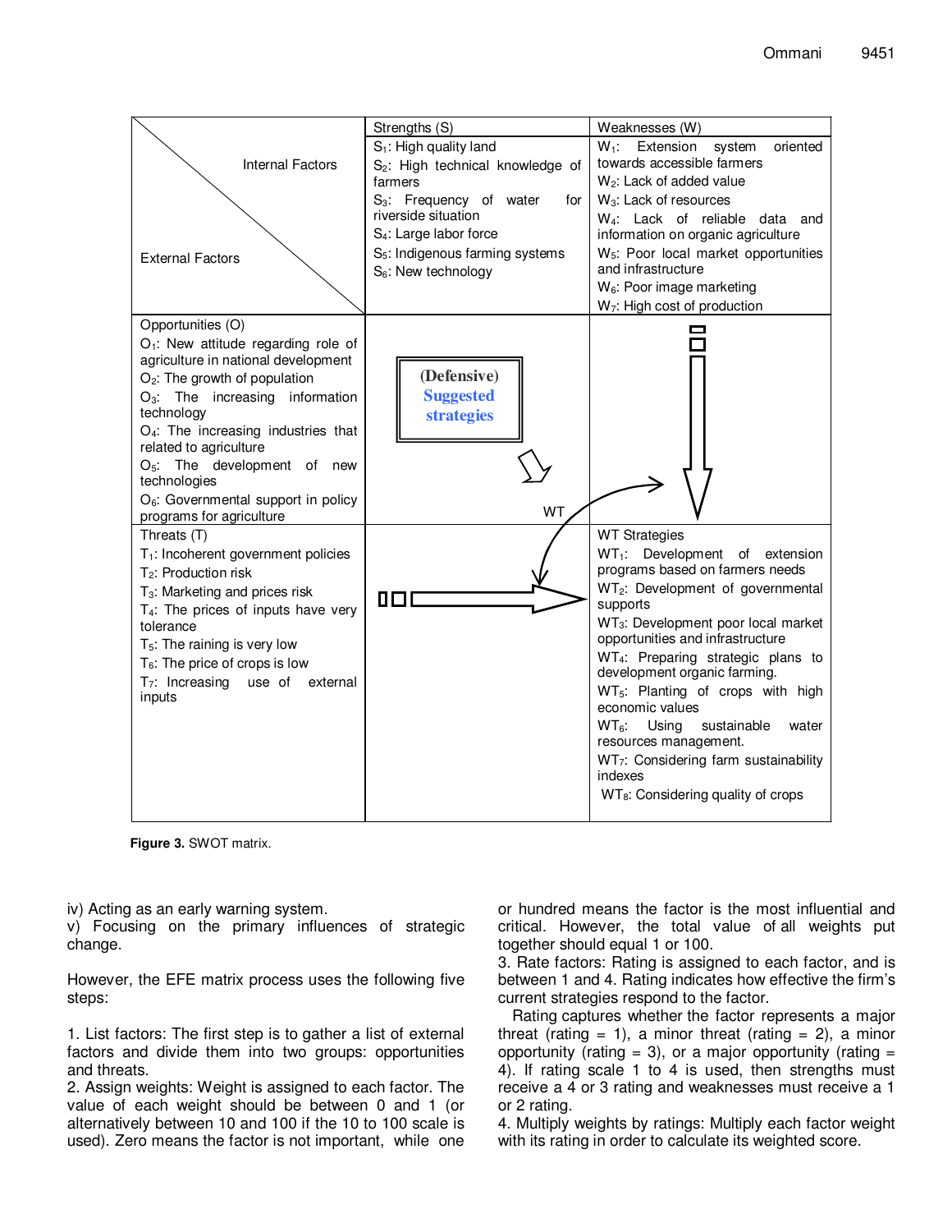| Internal Factors / External Factors | Strengths (S) | Weaknesses (W) |
|---|---|---|
| | $S_1$: High quality land<br>$S_2$: High technical knowledge of farmers<br>$S_3$: Frequency of water for riverside situation<br>$S_4$: Large labor force<br>$S_5$: Indigenous farming systems<br>$S_6$: New technology | $W_1$: Extension system oriented towards accessible farmers<br>$W_2$: Lack of added value<br>$W_3$: Lack of resources<br>$W_4$: Lack of reliable data and information on organic agriculture<br>$W_5$: Poor local market opportunities and infrastructure<br>$W_6$: Poor image marketing<br>$W_7$: High cost of production |
| Opportunities (O)<br>$O_1$: New attitude regarding role of agriculture in national development<br>$O_2$: The growth of population<br>$O_3$: The increasing information technology<br>$O_4$: The increasing industries that related to agriculture<br>$O_5$: The development of new technologies<br>$O_6$: Governmental support in policy programs for agriculture | (Defensive) Suggested strategies<br>WT | |
| Threats (T)<br>$T_1$: Incoherent government policies<br>$T_2$: Production risk<br>$T_3$: Marketing and prices risk<br>$T_4$: The prices of inputs have very tolerance<br>$T_5$: The raining is very low<br>$T_6$: The price of crops is low<br>$T_7$: Increasing use of external inputs | | WT Strategies<br>$WT_1$: Development of extension programs based on farmers needs<br>$WT_2$: Development of governmental supports<br>$WT_3$: Development poor local market opportunities and infrastructure<br>$WT_4$: Preparing strategic plans to development organic farming.<br>$WT_5$: Planting of crops with high economic values<br>$WT_6$: Using sustainable water resources management.<br>$WT_7$: Considering farm sustainability indexes<br>$WT_8$: Considering quality of crops |

**Figure 3.** SWOT matrix.

iv) Acting as an early warning system.
v) Focusing on the primary influences of strategic change.

However, the EFE matrix process uses the following five steps:

1. List factors: The first step is to gather a list of external factors and divide them into two groups: opportunities and threats.
2. Assign weights: Weight is assigned to each factor. The value of each weight should be between 0 and 1 (or alternatively between 10 and 100 if the 10 to 100 scale is used). Zero means the factor is not important, while one or hundred means the factor is the most influential and critical. However, the total value of all weights put together should equal 1 or 100.
3. Rate factors: Rating is assigned to each factor, and is between 1 and 4. Rating indicates how effective the firm's current strategies respond to the factor.

Rating captures whether the factor represents a major threat (rating = 1), a minor threat (rating = 2), a minor opportunity (rating = 3), or a major opportunity (rating = 4). If rating scale 1 to 4 is used, then strengths must receive a 4 or 3 rating and weaknesses must receive a 1 or 2 rating.

4. Multiply weights by ratings: Multiply each factor weight with its rating in order to calculate its weighted score.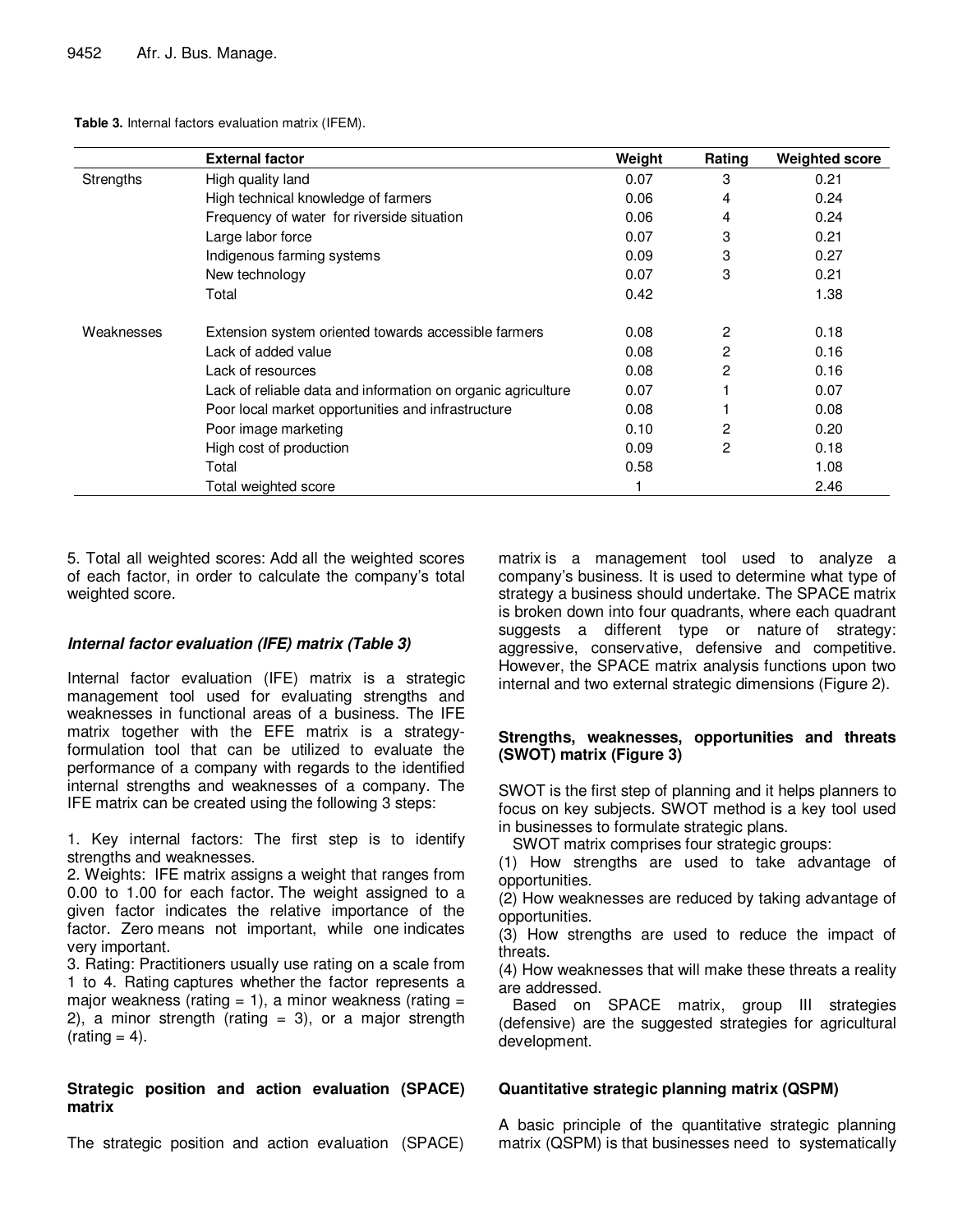**Table 3.** Internal factors evaluation matrix (IFEM).

| | External factor | Weight | Rating | Weighted score |
|---|---|---|---|---|
| Strengths | High quality land | 0.07 | 3 | 0.21 |
| | High technical knowledge of farmers | 0.06 | 4 | 0.24 |
| | Frequency of water for riverside situation | 0.06 | 4 | 0.24 |
| | Large labor force | 0.07 | 3 | 0.21 |
| | Indigenous farming systems | 0.09 | 3 | 0.27 |
| | New technology | 0.07 | 3 | 0.21 |
| | Total | 0.42 | | 1.38 |
| Weaknesses | Extension system oriented towards accessible farmers | 0.08 | 2 | 0.18 |
| | Lack of added value | 0.08 | 2 | 0.16 |
| | Lack of resources | 0.08 | 2 | 0.16 |
| | Lack of reliable data and information on organic agriculture | 0.07 | 1 | 0.07 |
| | Poor local market opportunities and infrastructure | 0.08 | 1 | 0.08 |
| | Poor image marketing | 0.10 | 2 | 0.20 |
| | High cost of production | 0.09 | 2 | 0.18 |
| | Total | 0.58 | | 1.08 |
| | Total weighted score | 1 | | 2.46 |

5. Total all weighted scores: Add all the weighted scores of each factor, in order to calculate the company's total weighted score.

### *Internal factor evaluation (IFE) matrix (Table 3)*

Internal factor evaluation (IFE) matrix is a strategic management tool used for evaluating strengths and weaknesses in functional areas of a business. The IFE matrix together with the EFE matrix is a strategy-formulation tool that can be utilized to evaluate the performance of a company with regards to the identified internal strengths and weaknesses of a company. The IFE matrix can be created using the following 3 steps:

1. Key internal factors: The first step is to identify strengths and weaknesses.
2. Weights: IFE matrix assigns a weight that ranges from 0.00 to 1.00 for each factor. The weight assigned to a given factor indicates the relative importance of the factor. Zero means not important, while one indicates very important.
3. Rating: Practitioners usually use rating on a scale from 1 to 4. Rating captures whether the factor represents a major weakness (rating = 1), a minor weakness (rating = 2), a minor strength (rating = 3), or a major strength (rating = 4).

### Strategic position and action evaluation (SPACE) matrix

The strategic position and action evaluation (SPACE) matrix is a management tool used to analyze a company's business. It is used to determine what type of strategy a business should undertake. The SPACE matrix is broken down into four quadrants, where each quadrant suggests a different type or nature of strategy: aggressive, conservative, defensive and competitive. However, the SPACE matrix analysis functions upon two internal and two external strategic dimensions (Figure 2).

### Strengths, weaknesses, opportunities and threats (SWOT) matrix (Figure 3)

SWOT is the first step of planning and it helps planners to focus on key subjects. SWOT method is a key tool used in businesses to formulate strategic plans.

SWOT matrix comprises four strategic groups:

(1) How strengths are used to take advantage of opportunities.
(2) How weaknesses are reduced by taking advantage of opportunities.
(3) How strengths are used to reduce the impact of threats.
(4) How weaknesses that will make these threats a reality are addressed.

Based on SPACE matrix, group III strategies (defensive) are the suggested strategies for agricultural development.

### Quantitative strategic planning matrix (QSPM)

A basic principle of the quantitative strategic planning matrix (QSPM) is that businesses need to systematically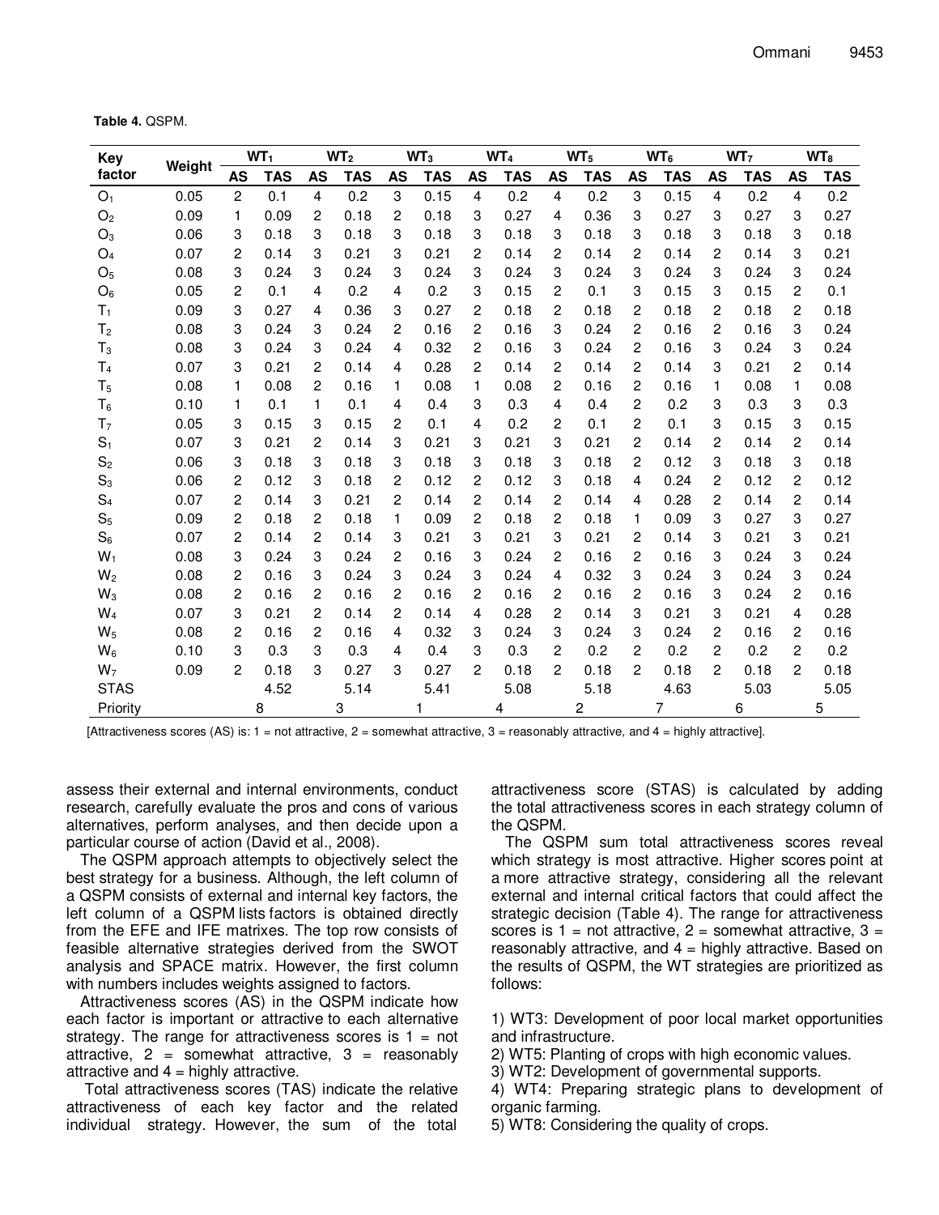**Table 4.** QSPM.

| Key factor | Weight | $WT_1$ | | $WT_2$ | | $WT_3$ | | $WT_4$ | | $WT_5$ | | $WT_6$ | | $WT_7$ | | $WT_8$ | |
|---|---|---|---|---|---|---|---|---|---|---|---|---|---|---|---|---|---|
| | | AS | TAS | AS | TAS | AS | TAS | AS | TAS | AS | TAS | AS | TAS | AS | TAS | AS | TAS |
| $O_1$ | 0.05 | 2 | 0.1 | 4 | 0.2 | 3 | 0.15 | 4 | 0.2 | 4 | 0.2 | 3 | 0.15 | 4 | 0.2 | 4 | 0.2 |
| $O_2$ | 0.09 | 1 | 0.09 | 2 | 0.18 | 2 | 0.18 | 3 | 0.27 | 4 | 0.36 | 3 | 0.27 | 3 | 0.27 | 3 | 0.27 |
| $O_3$ | 0.06 | 3 | 0.18 | 3 | 0.18 | 3 | 0.18 | 3 | 0.18 | 3 | 0.18 | 3 | 0.18 | 3 | 0.18 | 3 | 0.18 |
| $O_4$ | 0.07 | 2 | 0.14 | 3 | 0.21 | 3 | 0.21 | 2 | 0.14 | 2 | 0.14 | 2 | 0.14 | 2 | 0.14 | 3 | 0.21 |
| $O_5$ | 0.08 | 3 | 0.24 | 3 | 0.24 | 3 | 0.24 | 3 | 0.24 | 3 | 0.24 | 3 | 0.24 | 3 | 0.24 | 3 | 0.24 |
| $O_6$ | 0.05 | 2 | 0.1 | 4 | 0.2 | 4 | 0.2 | 3 | 0.15 | 2 | 0.1 | 3 | 0.15 | 3 | 0.15 | 2 | 0.1 |
| $T_1$ | 0.09 | 3 | 0.27 | 4 | 0.36 | 3 | 0.27 | 2 | 0.18 | 2 | 0.18 | 2 | 0.18 | 2 | 0.18 | 2 | 0.18 |
| $T_2$ | 0.08 | 3 | 0.24 | 3 | 0.24 | 2 | 0.16 | 2 | 0.16 | 3 | 0.24 | 2 | 0.16 | 2 | 0.16 | 3 | 0.24 |
| $T_3$ | 0.08 | 3 | 0.24 | 3 | 0.24 | 4 | 0.32 | 2 | 0.16 | 3 | 0.24 | 2 | 0.16 | 3 | 0.24 | 3 | 0.24 |
| $T_4$ | 0.07 | 3 | 0.21 | 2 | 0.14 | 4 | 0.28 | 2 | 0.14 | 2 | 0.14 | 2 | 0.14 | 3 | 0.21 | 2 | 0.14 |
| $T_5$ | 0.08 | 1 | 0.08 | 2 | 0.16 | 1 | 0.08 | 1 | 0.08 | 2 | 0.16 | 2 | 0.16 | 1 | 0.08 | 1 | 0.08 |
| $T_6$ | 0.10 | 1 | 0.1 | 1 | 0.1 | 4 | 0.4 | 3 | 0.3 | 4 | 0.4 | 2 | 0.2 | 3 | 0.3 | 3 | 0.3 |
| $T_7$ | 0.05 | 3 | 0.15 | 3 | 0.15 | 2 | 0.1 | 4 | 0.2 | 2 | 0.1 | 2 | 0.1 | 3 | 0.15 | 3 | 0.15 |
| $S_1$ | 0.07 | 3 | 0.21 | 2 | 0.14 | 3 | 0.21 | 3 | 0.21 | 3 | 0.21 | 2 | 0.14 | 2 | 0.14 | 2 | 0.14 |
| $S_2$ | 0.06 | 3 | 0.18 | 3 | 0.18 | 3 | 0.18 | 3 | 0.18 | 3 | 0.18 | 2 | 0.12 | 3 | 0.18 | 3 | 0.18 |
| $S_3$ | 0.06 | 2 | 0.12 | 3 | 0.18 | 2 | 0.12 | 2 | 0.12 | 3 | 0.18 | 4 | 0.24 | 2 | 0.12 | 2 | 0.12 |
| $S_4$ | 0.07 | 2 | 0.14 | 3 | 0.21 | 2 | 0.14 | 2 | 0.14 | 2 | 0.14 | 4 | 0.28 | 2 | 0.14 | 2 | 0.14 |
| $S_5$ | 0.09 | 2 | 0.18 | 2 | 0.18 | 1 | 0.09 | 2 | 0.18 | 2 | 0.18 | 1 | 0.09 | 3 | 0.27 | 3 | 0.27 |
| $S_6$ | 0.07 | 2 | 0.14 | 2 | 0.14 | 3 | 0.21 | 3 | 0.21 | 3 | 0.21 | 2 | 0.14 | 3 | 0.21 | 3 | 0.21 |
| $W_1$ | 0.08 | 3 | 0.24 | 3 | 0.24 | 2 | 0.16 | 3 | 0.24 | 2 | 0.16 | 2 | 0.16 | 3 | 0.24 | 3 | 0.24 |
| $W_2$ | 0.08 | 2 | 0.16 | 3 | 0.24 | 3 | 0.24 | 3 | 0.24 | 4 | 0.32 | 3 | 0.24 | 3 | 0.24 | 3 | 0.24 |
| $W_3$ | 0.08 | 2 | 0.16 | 2 | 0.16 | 2 | 0.16 | 2 | 0.16 | 2 | 0.16 | 2 | 0.16 | 3 | 0.24 | 2 | 0.16 |
| $W_4$ | 0.07 | 3 | 0.21 | 2 | 0.14 | 2 | 0.14 | 4 | 0.28 | 2 | 0.14 | 3 | 0.21 | 3 | 0.21 | 4 | 0.28 |
| $W_5$ | 0.08 | 2 | 0.16 | 2 | 0.16 | 4 | 0.32 | 3 | 0.24 | 3 | 0.24 | 3 | 0.24 | 2 | 0.16 | 2 | 0.16 |
| $W_6$ | 0.10 | 3 | 0.3 | 3 | 0.3 | 4 | 0.4 | 3 | 0.3 | 2 | 0.2 | 2 | 0.2 | 2 | 0.2 | 2 | 0.2 |
| $W_7$ | 0.09 | 2 | 0.18 | 3 | 0.27 | 3 | 0.27 | 2 | 0.18 | 2 | 0.18 | 2 | 0.18 | 2 | 0.18 | 2 | 0.18 |
| STAS | | | 4.52 | | 5.14 | | 5.41 | | 5.08 | | 5.18 | | 4.63 | | 5.03 | | 5.05 |
| Priority | | | 8 | | 3 | | 1 | | 4 | | 2 | | 7 | | 6 | | 5 |

[Attractiveness scores (AS) is: 1 = not attractive, 2 = somewhat attractive, 3 = reasonably attractive, and 4 = highly attractive].

assess their external and internal environments, conduct research, carefully evaluate the pros and cons of various alternatives, perform analyses, and then decide upon a particular course of action (David et al., 2008).

The QSPM approach attempts to objectively select the best strategy for a business. Although, the left column of a QSPM consists of external and internal key factors, the left column of a QSPM lists factors is obtained directly from the EFE and IFE matrixes. The top row consists of feasible alternative strategies derived from the SWOT analysis and SPACE matrix. However, the first column with numbers includes weights assigned to factors.

Attractiveness scores (AS) in the QSPM indicate how each factor is important or attractive to each alternative strategy. The range for attractiveness scores is 1 = not attractive, 2 = somewhat attractive, 3 = reasonably attractive and 4 = highly attractive.

Total attractiveness scores (TAS) indicate the relative attractiveness of each key factor and the related individual strategy. However, the sum of the total attractiveness score (STAS) is calculated by adding the total attractiveness scores in each strategy column of the QSPM.

The QSPM sum total attractiveness scores reveal which strategy is most attractive. Higher scores point at a more attractive strategy, considering all the relevant external and internal critical factors that could affect the strategic decision (Table 4). The range for attractiveness scores is 1 = not attractive, 2 = somewhat attractive, 3 = reasonably attractive, and 4 = highly attractive. Based on the results of QSPM, the WT strategies are prioritized as follows:

1) WT3: Development of poor local market opportunities and infrastructure.
2) WT5: Planting of crops with high economic values.
3) WT2: Development of governmental supports.
4) WT4: Preparing strategic plans to development of organic farming.
5) WT8: Considering the quality of crops.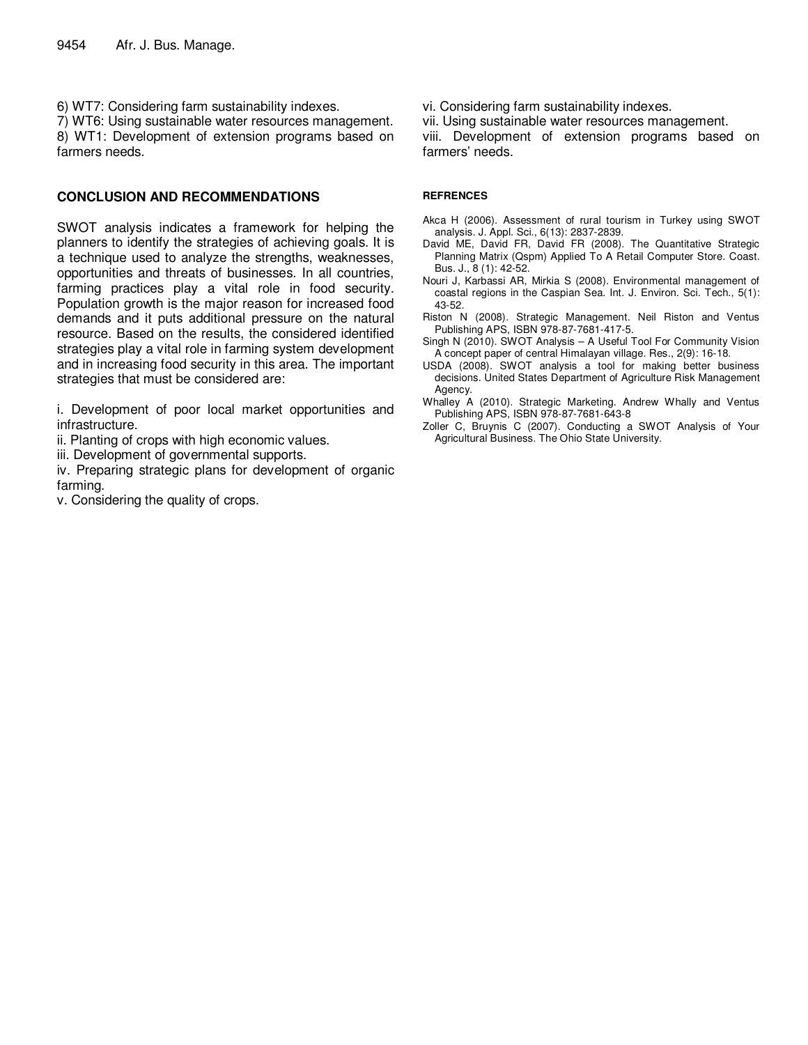6) WT7: Considering farm sustainability indexes.
7) WT6: Using sustainable water resources management.
8) WT1: Development of extension programs based on farmers needs.

## CONCLUSION AND RECOMMENDATIONS

SWOT analysis indicates a framework for helping the planners to identify the strategies of achieving goals. It is a technique used to analyze the strengths, weaknesses, opportunities and threats of businesses. In all countries, farming practices play a vital role in food security. Population growth is the major reason for increased food demands and it puts additional pressure on the natural resource. Based on the results, the considered identified strategies play a vital role in farming system development and in increasing food security in this area. The important strategies that must be considered are:

i. Development of poor local market opportunities and infrastructure.
ii. Planting of crops with high economic values.
iii. Development of governmental supports.
iv. Preparing strategic plans for development of organic farming.
v. Considering the quality of crops.
vi. Considering farm sustainability indexes.
vii. Using sustainable water resources management.
viii. Development of extension programs based on farmers' needs.

### REFRENCES

Akca H (2006). Assessment of rural tourism in Turkey using SWOT analysis. J. Appl. Sci., 6(13): 2837-2839.

David ME, David FR, David FR (2008). The Quantitative Strategic Planning Matrix (Qspm) Applied To A Retail Computer Store. Coast. Bus. J., 8 (1): 42-52.

Nouri J, Karbassi AR, Mirkia S (2008). Environmental management of coastal regions in the Caspian Sea. Int. J. Environ. Sci. Tech., 5(1): 43-52.

Riston N (2008). Strategic Management. Neil Riston and Ventus Publishing APS, ISBN 978-87-7681-417-5.

Singh N (2010). SWOT Analysis – A Useful Tool For Community Vision A concept paper of central Himalayan village. Res., 2(9): 16-18.

USDA (2008). SWOT analysis a tool for making better business decisions. United States Department of Agriculture Risk Management Agency.

Whalley A (2010). Strategic Marketing. Andrew Whally and Ventus Publishing APS, ISBN 978-87-7681-643-8

Zoller C, Bruynis C (2007). Conducting a SWOT Analysis of Your Agricultural Business. The Ohio State University.